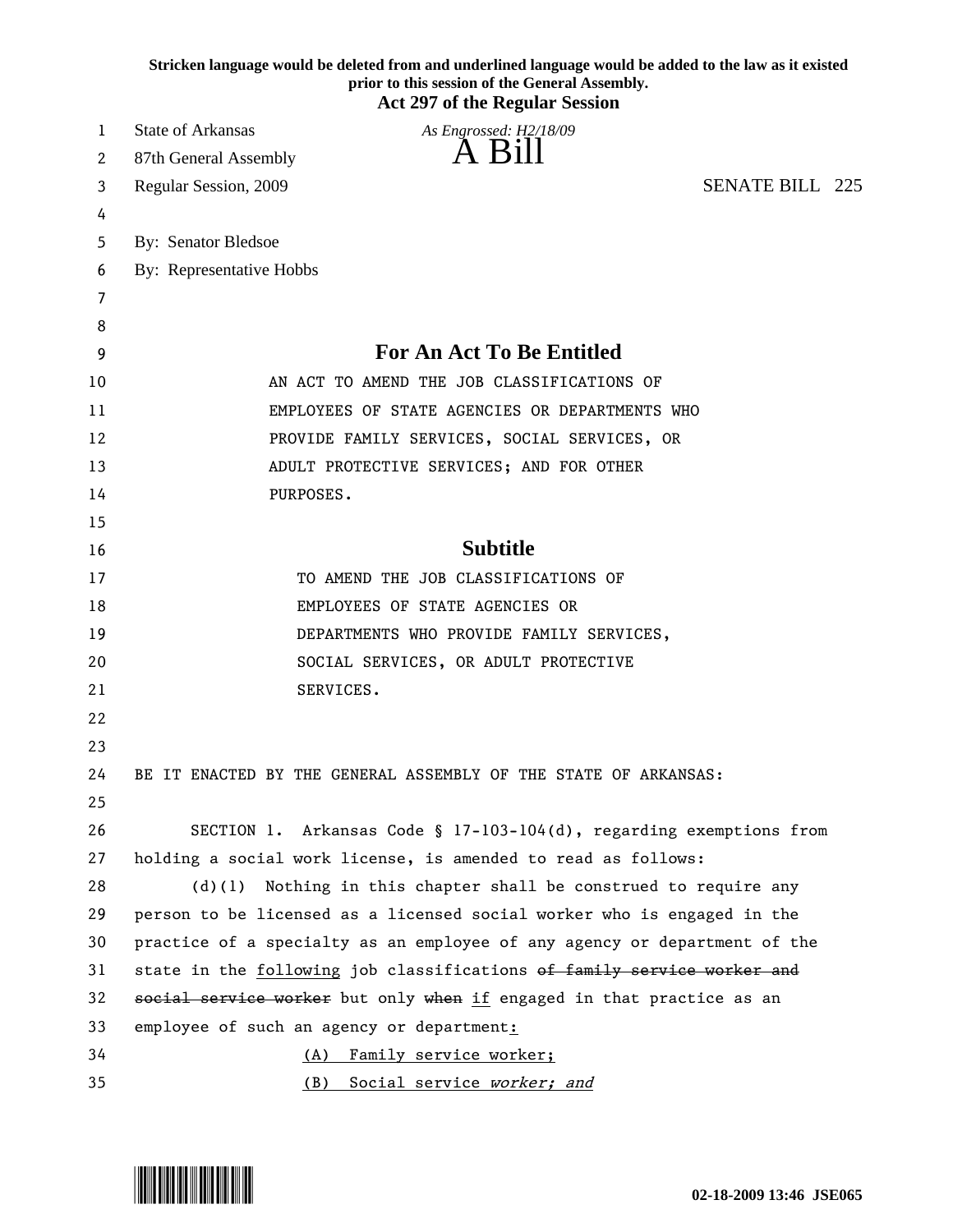Stricken language would be deleted from and underlined language would be added to the law as it existed prior to this session of the General Assembly.

**Act 297 of the Regular Session**

State of Arkansas *As Engrossed: H2/18/09*

87th General Assembly **A Bill**

Regular Session, 2009 SENATE BILL 225

By: Senator Bledsoe

By: Representative Hobbs

## For An Act To Be Entitled

AN ACT TO AMEND THE JOB CLASSIFICATIONS OF EMPLOYEES OF STATE AGENCIES OR DEPARTMENTS WHO PROVIDE FAMILY SERVICES, SOCIAL SERVICES, OR ADULT PROTECTIVE SERVICES; AND FOR OTHER PURPOSES.

## Subtitle

TO AMEND THE JOB CLASSIFICATIONS OF EMPLOYEES OF STATE AGENCIES OR DEPARTMENTS WHO PROVIDE FAMILY SERVICES, SOCIAL SERVICES, OR ADULT PROTECTIVE SERVICES.

BE IT ENACTED BY THE GENERAL ASSEMBLY OF THE STATE OF ARKANSAS:

SECTION 1. Arkansas Code § 17-103-104(d), regarding exemptions from holding a social work license, is amended to read as follows:

(d)(1) Nothing in this chapter shall be construed to require any person to be licensed as a licensed social worker who is engaged in the practice of a specialty as an employee of any agency or department of the state in the <u>following</u> job classifications ~~of family service worker and social service worker~~ but only ~~when~~ <u>if</u> engaged in that practice as an employee of such an agency or department<u>:</u>

<u>(A) Family service worker;</u>

<u>(B) Social service *worker; and*</u>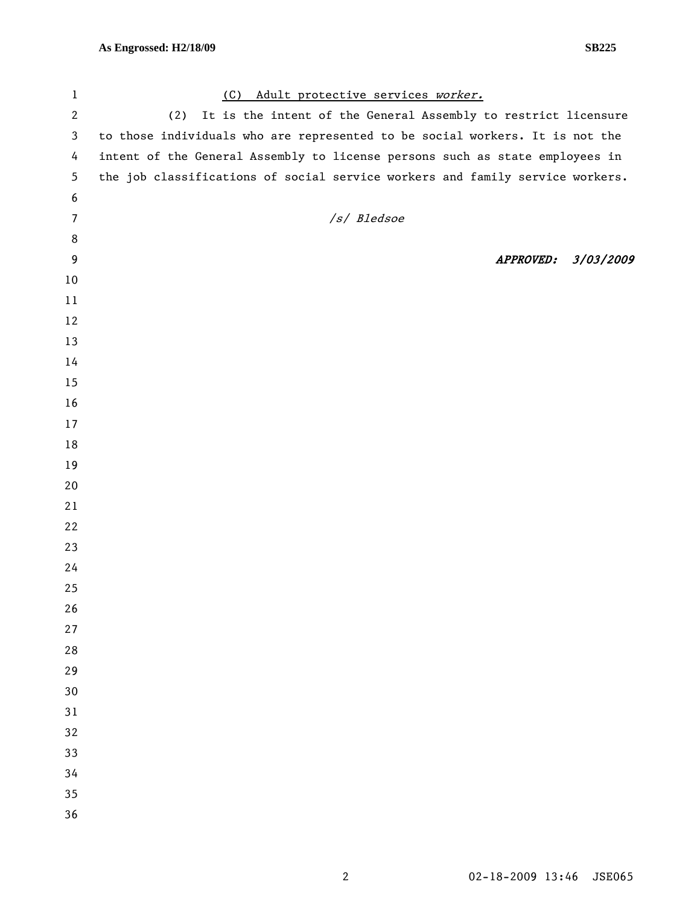(C) Adult protective services *worker.*

(2) It is the intent of the General Assembly to restrict licensure to those individuals who are represented to be social workers. It is not the intent of the General Assembly to license persons such as state employees in the job classifications of social service workers and family service workers.

*/s/ Bledsoe*

***APPROVED: 3/03/2009***